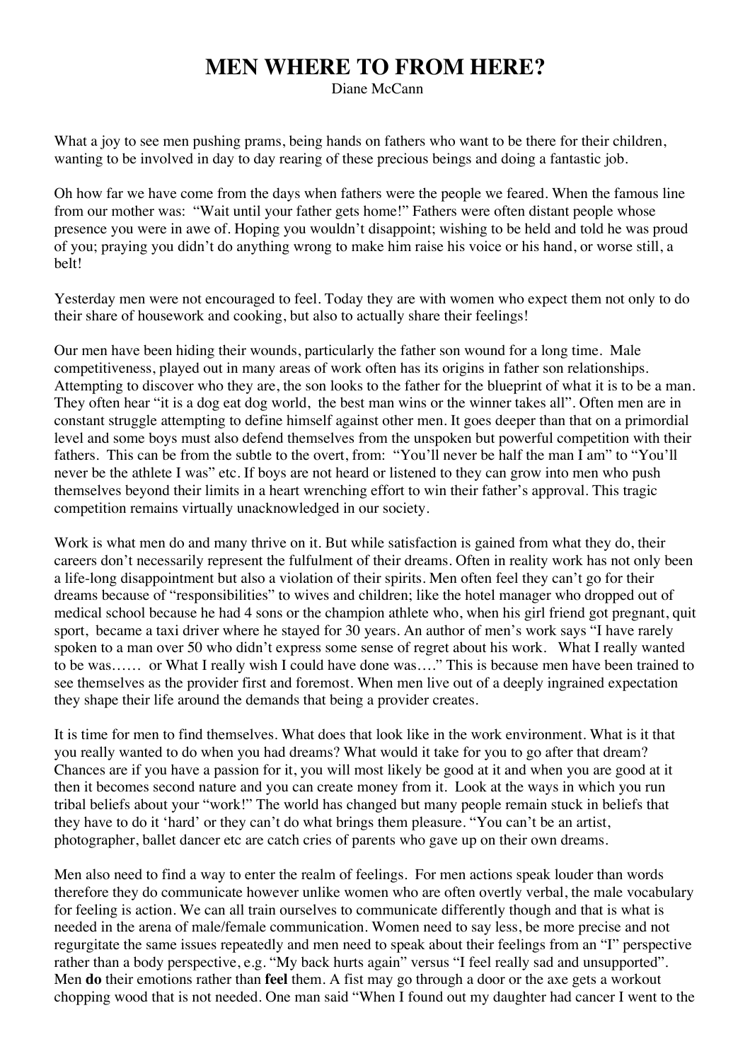# MEN WHERE TO FROM HERE?

Diane McCann

What a joy to see men pushing prams, being hands on fathers who want to be there for their children, wanting to be involved in day to day rearing of these precious beings and doing a fantastic job.

Oh how far we have come from the days when fathers were the people we feared. When the famous line from our mother was: "Wait until your father gets home!" Fathers were often distant people whose presence you were in awe of. Hoping you wouldn't disappoint; wishing to be held and told he was proud of you; praying you didn't do anything wrong to make him raise his voice or his hand, or worse still, a belt!

Yesterday men were not encouraged to feel. Today they are with women who expect them not only to do their share of housework and cooking, but also to actually share their feelings!

Our men have been hiding their wounds, particularly the father son wound for a long time. Male competitiveness, played out in many areas of work often has its origins in father son relationships. Attempting to discover who they are, the son looks to the father for the blueprint of what it is to be a man. They often hear "it is a dog eat dog world, the best man wins or the winner takes all". Often men are in constant struggle attempting to define himself against other men. It goes deeper than that on a primordial level and some boys must also defend themselves from the unspoken but powerful competition with their fathers. This can be from the subtle to the overt, from: "You'll never be half the man I am" to "You'll never be the athlete I was" etc. If boys are not heard or listened to they can grow into men who push themselves beyond their limits in a heart wrenching effort to win their father's approval. This tragic competition remains virtually unacknowledged in our society.

Work is what men do and many thrive on it. But while satisfaction is gained from what they do, their careers don't necessarily represent the fulfulment of their dreams. Often in reality work has not only been a life-long disappointment but also a violation of their spirits. Men often feel they can't go for their dreams because of "responsibilities" to wives and children; like the hotel manager who dropped out of medical school because he had 4 sons or the champion athlete who, when his girl friend got pregnant, quit sport, became a taxi driver where he stayed for 30 years. An author of men's work says "I have rarely spoken to a man over 50 who didn't express some sense of regret about his work. What I really wanted to be was…… or What I really wish I could have done was…." This is because men have been trained to see themselves as the provider first and foremost. When men live out of a deeply ingrained expectation they shape their life around the demands that being a provider creates.

It is time for men to find themselves. What does that look like in the work environment. What is it that you really wanted to do when you had dreams? What would it take for you to go after that dream? Chances are if you have a passion for it, you will most likely be good at it and when you are good at it then it becomes second nature and you can create money from it. Look at the ways in which you run tribal beliefs about your "work!" The world has changed but many people remain stuck in beliefs that they have to do it 'hard' or they can't do what brings them pleasure. "You can't be an artist, photographer, ballet dancer etc are catch cries of parents who gave up on their own dreams.

Men also need to find a way to enter the realm of feelings. For men actions speak louder than words therefore they do communicate however unlike women who are often overtly verbal, the male vocabulary for feeling is action. We can all train ourselves to communicate differently though and that is what is needed in the arena of male/female communication. Women need to say less, be more precise and not regurgitate the same issues repeatedly and men need to speak about their feelings from an "I" perspective rather than a body perspective, e.g. "My back hurts again" versus "I feel really sad and unsupported". Men **do** their emotions rather than **feel** them. A fist may go through a door or the axe gets a workout chopping wood that is not needed. One man said "When I found out my daughter had cancer I went to the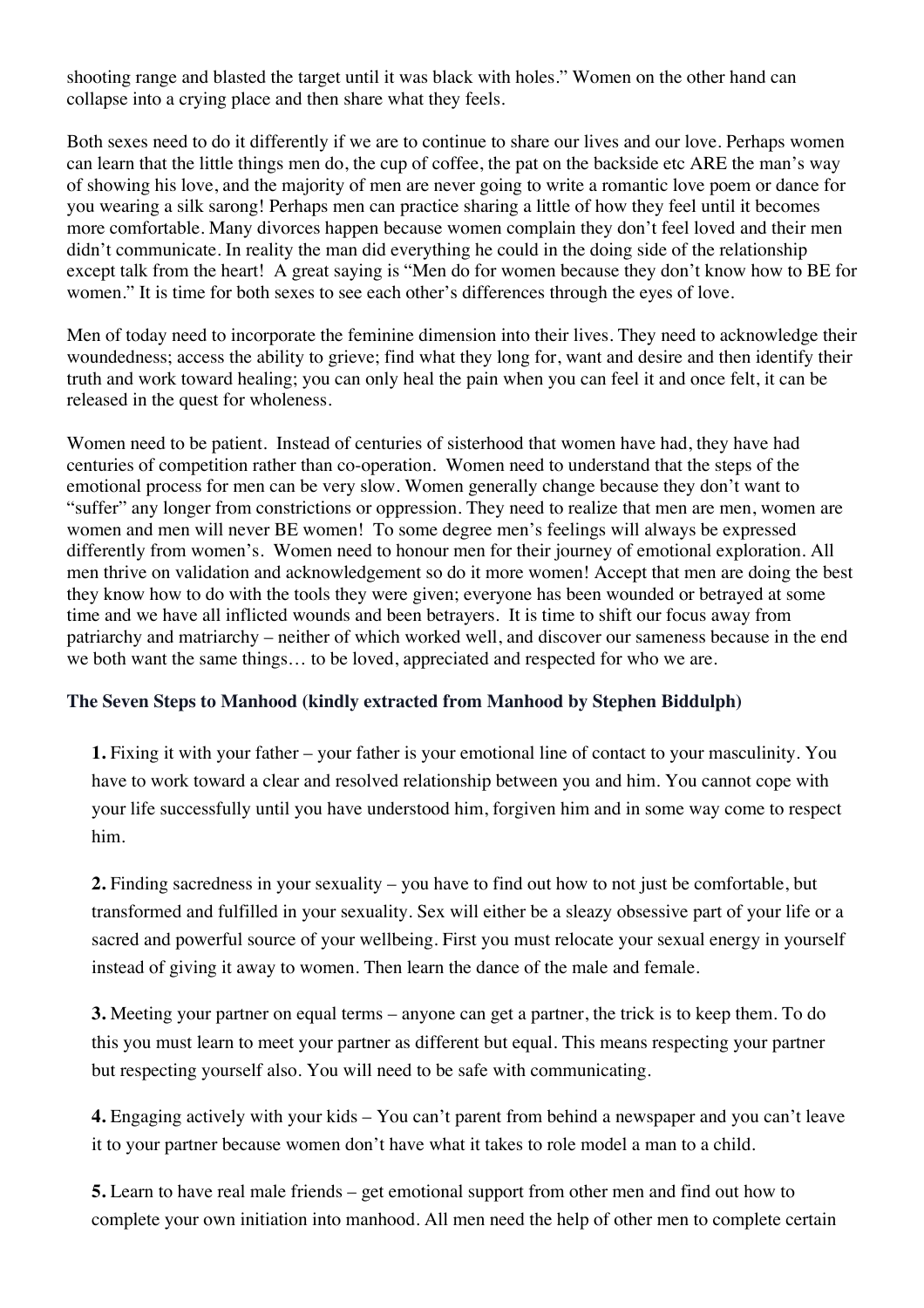shooting range and blasted the target until it was black with holes." Women on the other hand can collapse into a crying place and then share what they feels.

Both sexes need to do it differently if we are to continue to share our lives and our love. Perhaps women can learn that the little things men do, the cup of coffee, the pat on the backside etc ARE the man's way of showing his love, and the majority of men are never going to write a romantic love poem or dance for you wearing a silk sarong! Perhaps men can practice sharing a little of how they feel until it becomes more comfortable. Many divorces happen because women complain they don't feel loved and their men didn't communicate. In reality the man did everything he could in the doing side of the relationship except talk from the heart! A great saying is "Men do for women because they don't know how to BE for women." It is time for both sexes to see each other's differences through the eyes of love.

Men of today need to incorporate the feminine dimension into their lives. They need to acknowledge their woundedness; access the ability to grieve; find what they long for, want and desire and then identify their truth and work toward healing; you can only heal the pain when you can feel it and once felt, it can be released in the quest for wholeness.

Women need to be patient. Instead of centuries of sisterhood that women have had, they have had centuries of competition rather than co-operation. Women need to understand that the steps of the emotional process for men can be very slow. Women generally change because they don't want to "suffer" any longer from constrictions or oppression. They need to realize that men are men, women are women and men will never BE women! To some degree men's feelings will always be expressed differently from women's. Women need to honour men for their journey of emotional exploration. All men thrive on validation and acknowledgement so do it more women! Accept that men are doing the best they know how to do with the tools they were given; everyone has been wounded or betrayed at some time and we have all inflicted wounds and been betrayers. It is time to shift our focus away from patriarchy and matriarchy – neither of which worked well, and discover our sameness because in the end we both want the same things… to be loved, appreciated and respected for who we are.

**The Seven Steps to Manhood (kindly extracted from Manhood by Stephen Biddulph)**

**1.** Fixing it with your father – your father is your emotional line of contact to your masculinity. You have to work toward a clear and resolved relationship between you and him. You cannot cope with your life successfully until you have understood him, forgiven him and in some way come to respect him.

**2.** Finding sacredness in your sexuality – you have to find out how to not just be comfortable, but transformed and fulfilled in your sexuality. Sex will either be a sleazy obsessive part of your life or a sacred and powerful source of your wellbeing. First you must relocate your sexual energy in yourself instead of giving it away to women. Then learn the dance of the male and female.

**3.** Meeting your partner on equal terms – anyone can get a partner, the trick is to keep them. To do this you must learn to meet your partner as different but equal. This means respecting your partner but respecting yourself also. You will need to be safe with communicating.

**4.** Engaging actively with your kids – You can't parent from behind a newspaper and you can't leave it to your partner because women don't have what it takes to role model a man to a child.

**5.** Learn to have real male friends – get emotional support from other men and find out how to complete your own initiation into manhood. All men need the help of other men to complete certain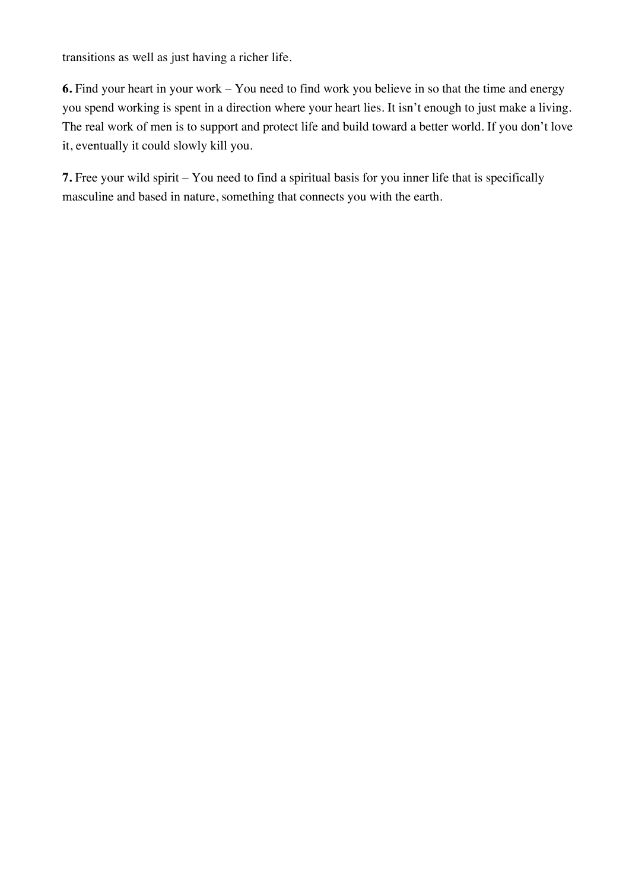transitions as well as just having a richer life.

**6.** Find your heart in your work – You need to find work you believe in so that the time and energy you spend working is spent in a direction where your heart lies. It isn't enough to just make a living. The real work of men is to support and protect life and build toward a better world. If you don't love it, eventually it could slowly kill you.

**7.** Free your wild spirit – You need to find a spiritual basis for you inner life that is specifically masculine and based in nature, something that connects you with the earth.